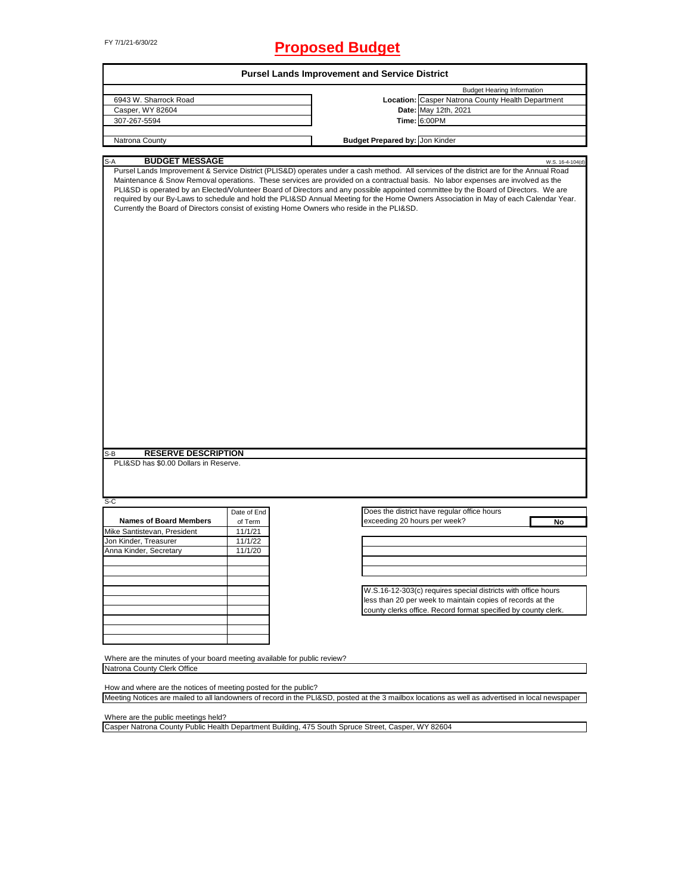FY 7/1/21-6/30/22

# Proposed Budget

## Pursel Lands Improvement and Service District

| | Budget Hearing Information |
|---|---|
| 6943 W. Sharrock Road | **Location:** Casper Natrona County Health Department |
| Casper, WY 82604 | **Date:** May 12th, 2021 |
| 307-267-5594 | **Time:** 6:00PM |
| Natrona County | **Budget Prepared by:** Jon Kinder |

### S-A BUDGET MESSAGE

W.S. 16-4-104(d)

Pursel Lands Improvement & Service District (PLIS&D) operates under a cash method. All services of the district are for the Annual Road Maintenance & Snow Removal operations. These services are provided on a contractual basis. No labor expenses are involved as the PLI&SD is operated by an Elected/Volunteer Board of Directors and any possible appointed committee by the Board of Directors. We are required by our By-Laws to schedule and hold the PLI&SD Annual Meeting for the Home Owners Association in May of each Calendar Year. Currently the Board of Directors consist of existing Home Owners who reside in the PLI&SD.

### S-B RESERVE DESCRIPTION

PLI&SD has $0.00 Dollars in Reserve.

### S-C

| Names of Board Members | Date of End of Term |
|---|---|
| Mike Santistevan, President | 11/1/21 |
| Jon Kinder, Treasurer | 11/1/22 |
| Anna Kinder, Secretary | 11/1/20 |

Does the district have regular office hours exceeding 20 hours per week? **No**

W.S.16-12-303(c) requires special districts with office hours less than 20 per week to maintain copies of records at the county clerks office. Record format specified by county clerk.

Where are the minutes of your board meeting available for public review?

Natrona County Clerk Office

How and where are the notices of meeting posted for the public?

Meeting Notices are mailed to all landowners of record in the PLI&SD, posted at the 3 mailbox locations as well as advertised in local newspaper

Where are the public meetings held?

Casper Natrona County Public Health Department Building, 475 South Spruce Street, Casper, WY 82604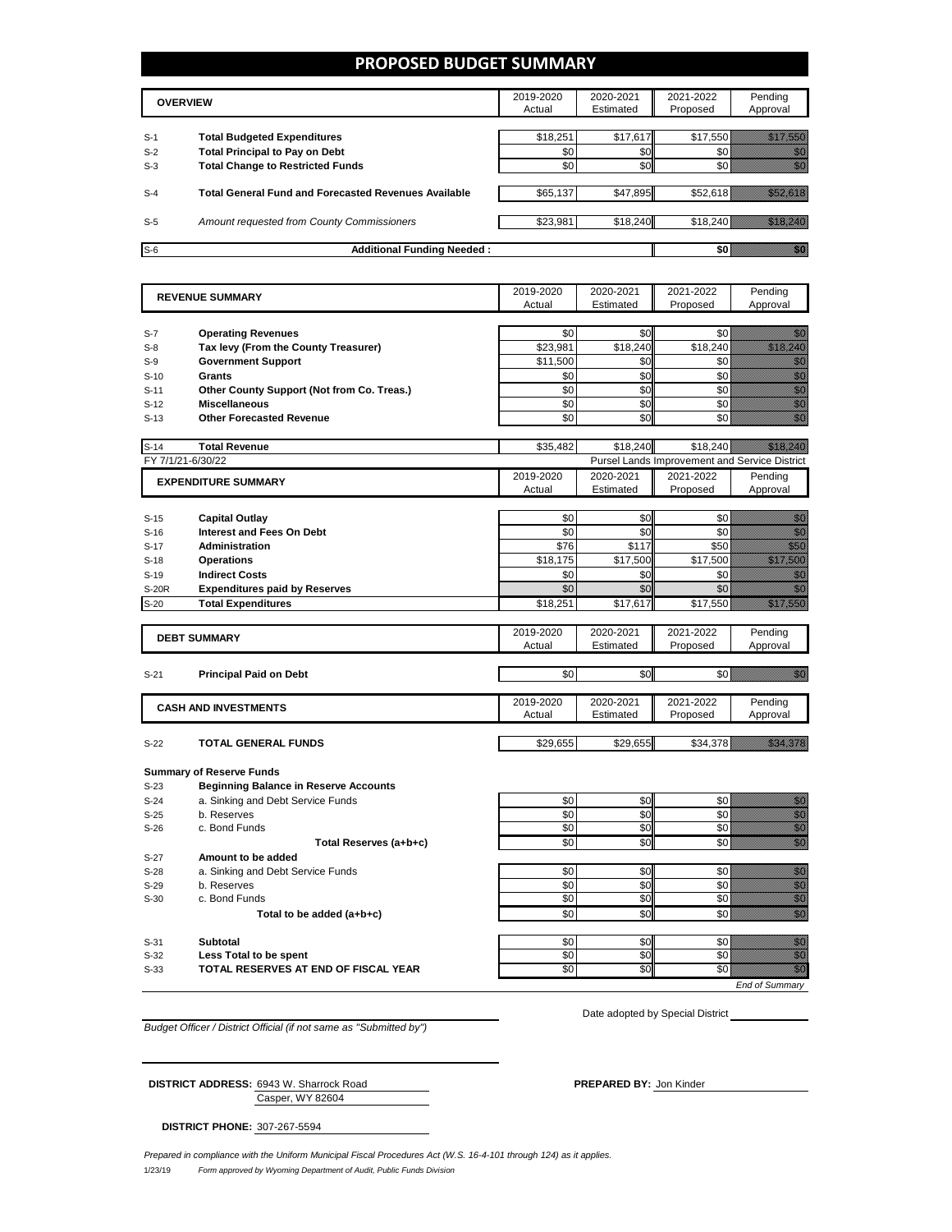# PROPOSED BUDGET SUMMARY

| | OVERVIEW | 2019-2020 Actual | 2020-2021 Estimated | 2021-2022 Proposed | Pending Approval |
|---|---|---|---|---|---|
| S-1 | **Total Budgeted Expenditures** | $18,251 | $17,617 | $17,550 | $17,550 |
| S-2 | **Total Principal to Pay on Debt** | $0 | $0 | $0 | $0 |
| S-3 | **Total Change to Restricted Funds** | $0 | $0 | $0 | $0 |
| S-4 | **Total General Fund and Forecasted Revenues Available** | $65,137 | $47,895 | $52,618 | $52,618 |
| S-5 | *Amount requested from County Commissioners* | $23,981 | $18,240 | $18,240 | $18,240 |
| S-6 | **Additional Funding Needed :** | | | **$0** | $0 |

| | REVENUE SUMMARY | 2019-2020 Actual | 2020-2021 Estimated | 2021-2022 Proposed | Pending Approval |
|---|---|---|---|---|---|
| S-7 | **Operating Revenues** | $0 | $0 | $0 | $0 |
| S-8 | **Tax levy (From the County Treasurer)** | $23,981 | $18,240 | $18,240 | $18,240 |
| S-9 | **Government Support** | $11,500 | $0 | $0 | $0 |
| S-10 | **Grants** | $0 | $0 | $0 | $0 |
| S-11 | **Other County Support (Not from Co. Treas.)** | $0 | $0 | $0 | $0 |
| S-12 | **Miscellaneous** | $0 | $0 | $0 | $0 |
| S-13 | **Other Forecasted Revenue** | $0 | $0 | $0 | $0 |
| S-14 | **Total Revenue** | $35,482 | $18,240 | $18,240 | $18,240 |

FY 7/1/21-6/30/22 — Pursel Lands Improvement and Service District

| | EXPENDITURE SUMMARY | 2019-2020 Actual | 2020-2021 Estimated | 2021-2022 Proposed | Pending Approval |
|---|---|---|---|---|---|
| S-15 | **Capital Outlay** | $0 | $0 | $0 | $0 |
| S-16 | **Interest and Fees On Debt** | $0 | $0 | $0 | $0 |
| S-17 | **Administration** | $76 | $117 | $50 | $50 |
| S-18 | **Operations** | $18,175 | $17,500 | $17,500 | $17,500 |
| S-19 | **Indirect Costs** | $0 | $0 | $0 | $0 |
| S-20R | **Expenditures paid by Reserves** | $0 | $0 | $0 | $0 |
| S-20 | **Total Expenditures** | $18,251 | $17,617 | $17,550 | $17,550 |

| | DEBT SUMMARY | 2019-2020 Actual | 2020-2021 Estimated | 2021-2022 Proposed | Pending Approval |
|---|---|---|---|---|---|
| S-21 | **Principal Paid on Debt** | $0 | $0 | $0 | $0 |

| | CASH AND INVESTMENTS | 2019-2020 Actual | 2020-2021 Estimated | 2021-2022 Proposed | Pending Approval |
|---|---|---|---|---|---|
| S-22 | **TOTAL GENERAL FUNDS** | $29,655 | $29,655 | $34,378 | $34,378 |

**Summary of Reserve Funds**

| | | 2019-2020 Actual | 2020-2021 Estimated | 2021-2022 Proposed | Pending Approval |
|---|---|---|---|---|---|
| S-23 | **Beginning Balance in Reserve Accounts** | | | | |
| S-24 | a. Sinking and Debt Service Funds | $0 | $0 | $0 | $0 |
| S-25 | b. Reserves | $0 | $0 | $0 | $0 |
| S-26 | c. Bond Funds | $0 | $0 | $0 | $0 |
| | **Total Reserves (a+b+c)** | $0 | $0 | $0 | $0 |
| S-27 | **Amount to be added** | | | | |
| S-28 | a. Sinking and Debt Service Funds | $0 | $0 | $0 | $0 |
| S-29 | b. Reserves | $0 | $0 | $0 | $0 |
| S-30 | c. Bond Funds | $0 | $0 | $0 | $0 |
| | **Total to be added (a+b+c)** | $0 | $0 | $0 | $0 |
| S-31 | **Subtotal** | $0 | $0 | $0 | $0 |
| S-32 | **Less Total to be spent** | $0 | $0 | $0 | $0 |
| S-33 | **TOTAL RESERVES AT END OF FISCAL YEAR** | $0 | $0 | $0 | $0 |

*End of Summary*

*Budget Officer / District Official (if not same as "Submitted by")*

Date adopted by Special District

**DISTRICT ADDRESS:** 6943 W. Sharrock Road
Casper, WY 82604

**PREPARED BY:** Jon Kinder

**DISTRICT PHONE:** 307-267-5594

*Prepared in compliance with the Uniform Municipal Fiscal Procedures Act (W.S. 16-4-101 through 124) as it applies.*

1/23/19 *Form approved by Wyoming Department of Audit, Public Funds Division*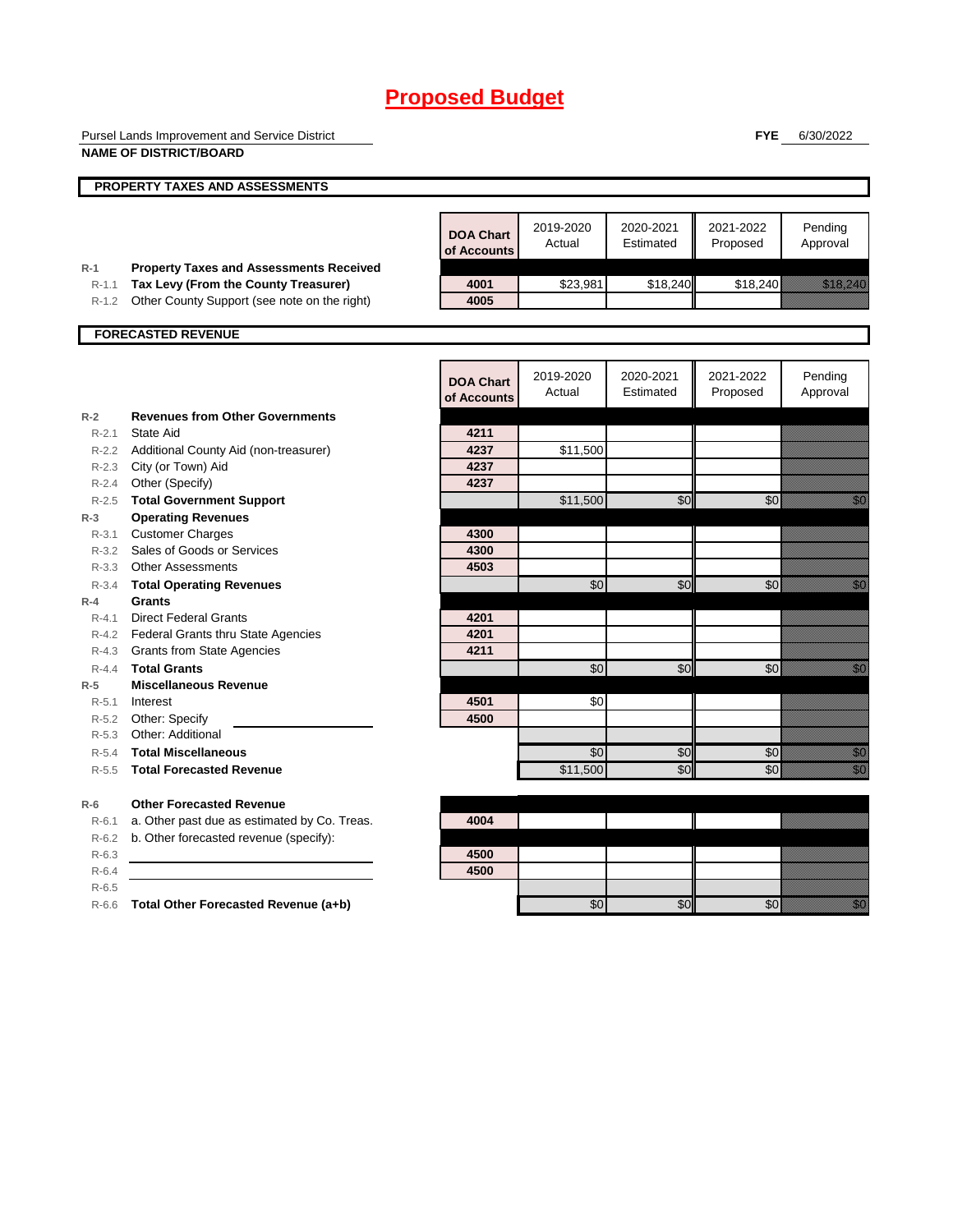# Proposed Budget

Pursel Lands Improvement and Service District

**NAME OF DISTRICT/BOARD**

**FYE** 6/30/2022

## PROPERTY TAXES AND ASSESSMENTS

| | | DOA Chart of Accounts | 2019-2020 Actual | 2020-2021 Estimated | 2021-2022 Proposed | Pending Approval |
|---|---|---|---|---|---|---|
| R-1 | **Property Taxes and Assessments Received** | | | | | |
| R-1.1 | **Tax Levy (From the County Treasurer)** | 4001 | $23,981 | $18,240 | $18,240 | $18,240 |
| R-1.2 | Other County Support (see note on the right) | 4005 | | | | |

## FORECASTED REVENUE

| | | DOA Chart of Accounts | 2019-2020 Actual | 2020-2021 Estimated | 2021-2022 Proposed | Pending Approval |
|---|---|---|---|---|---|---|
| R-2 | **Revenues from Other Governments** | | | | | |
| R-2.1 | State Aid | 4211 | | | | |
| R-2.2 | Additional County Aid (non-treasurer) | 4237 | $11,500 | | | |
| R-2.3 | City (or Town) Aid | 4237 | | | | |
| R-2.4 | Other (Specify) | 4237 | | | | |
| R-2.5 | **Total Government Support** | | $11,500 | $0 | $0 | $0 |
| R-3 | **Operating Revenues** | | | | | |
| R-3.1 | Customer Charges | 4300 | | | | |
| R-3.2 | Sales of Goods or Services | 4300 | | | | |
| R-3.3 | Other Assessments | 4503 | | | | |
| R-3.4 | **Total Operating Revenues** | | $0 | $0 | $0 | $0 |
| R-4 | **Grants** | | | | | |
| R-4.1 | Direct Federal Grants | 4201 | | | | |
| R-4.2 | Federal Grants thru State Agencies | 4201 | | | | |
| R-4.3 | Grants from State Agencies | 4211 | | | | |
| R-4.4 | **Total Grants** | | $0 | $0 | $0 | $0 |
| R-5 | **Miscellaneous Revenue** | | | | | |
| R-5.1 | Interest | 4501 | $0 | | | |
| R-5.2 | Other: Specify | 4500 | | | | |
| R-5.3 | Other: Additional | | | | | |
| R-5.4 | **Total Miscellaneous** | | $0 | $0 | $0 | $0 |
| R-5.5 | **Total Forecasted Revenue** | | $11,500 | $0 | $0 | $0 |
| R-6 | **Other Forecasted Revenue** | | | | | |
| R-6.1 | a. Other past due as estimated by Co. Treas. | 4004 | | | | |
| R-6.2 | b. Other forecasted revenue (specify): | | | | | |
| R-6.3 | | 4500 | | | | |
| R-6.4 | | 4500 | | | | |
| R-6.5 | | | | | | |
| R-6.6 | **Total Other Forecasted Revenue (a+b)** | | $0 | $0 | $0 | $0 |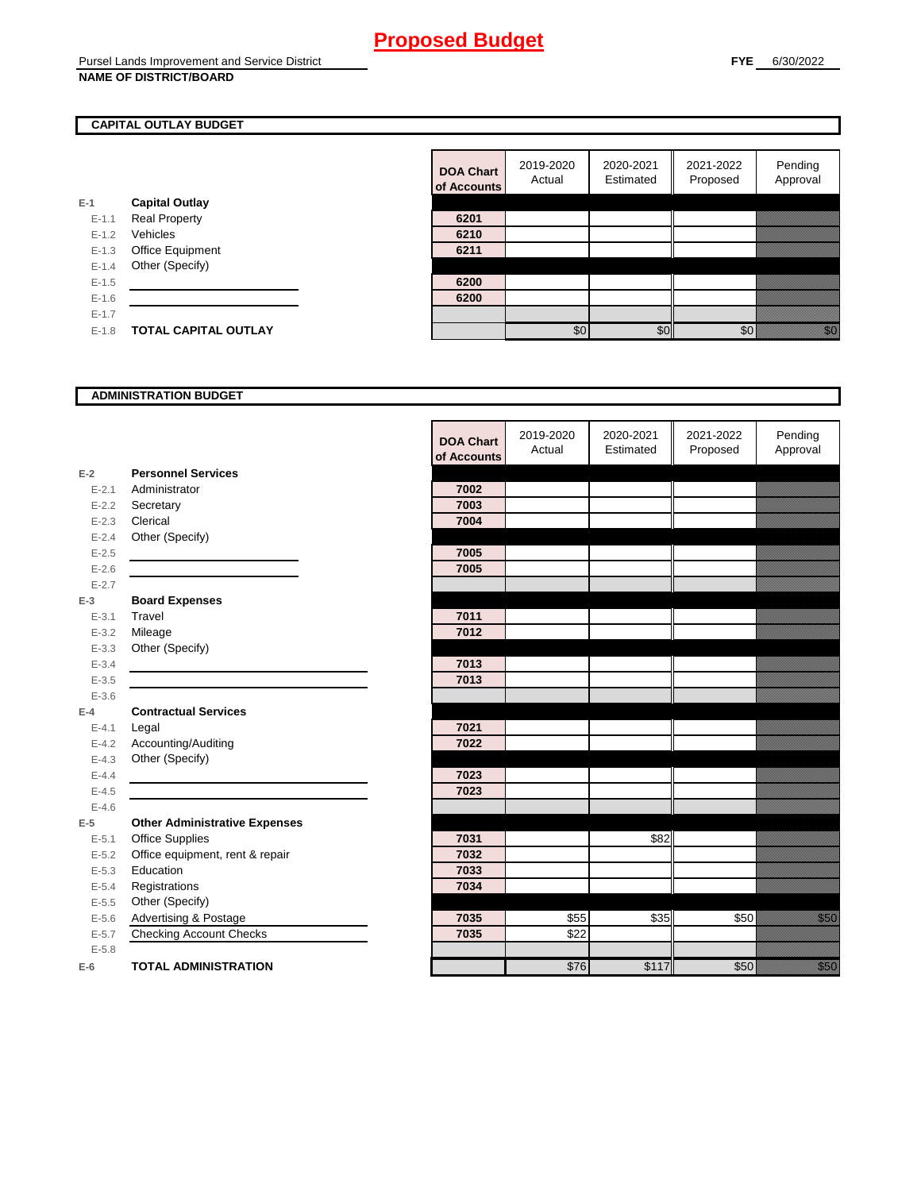# Proposed Budget

Pursel Lands Improvement and Service District
**NAME OF DISTRICT/BOARD**

**FYE** 6/30/2022

## CAPITAL OUTLAY BUDGET

| | | DOA Chart of Accounts | 2019-2020 Actual | 2020-2021 Estimated | 2021-2022 Proposed | Pending Approval |
|---|---|---|---|---|---|---|
| E-1 | **Capital Outlay** | | | | | |
| E-1.1 | Real Property | 6201 | | | | |
| E-1.2 | Vehicles | 6210 | | | | |
| E-1.3 | Office Equipment | 6211 | | | | |
| E-1.4 | Other (Specify) | | | | | |
| E-1.5 | | 6200 | | | | |
| E-1.6 | | 6200 | | | | |
| E-1.7 | | | | | | |
| E-1.8 | **TOTAL CAPITAL OUTLAY** | | $0 | $0 | $0 | $0 |

## ADMINISTRATION BUDGET

| | | DOA Chart of Accounts | 2019-2020 Actual | 2020-2021 Estimated | 2021-2022 Proposed | Pending Approval |
|---|---|---|---|---|---|---|
| E-2 | **Personnel Services** | | | | | |
| E-2.1 | Administrator | 7002 | | | | |
| E-2.2 | Secretary | 7003 | | | | |
| E-2.3 | Clerical | 7004 | | | | |
| E-2.4 | Other (Specify) | | | | | |
| E-2.5 | | 7005 | | | | |
| E-2.6 | | 7005 | | | | |
| E-2.7 | | | | | | |
| E-3 | **Board Expenses** | | | | | |
| E-3.1 | Travel | 7011 | | | | |
| E-3.2 | Mileage | 7012 | | | | |
| E-3.3 | Other (Specify) | | | | | |
| E-3.4 | | 7013 | | | | |
| E-3.5 | | 7013 | | | | |
| E-3.6 | | | | | | |
| E-4 | **Contractual Services** | | | | | |
| E-4.1 | Legal | 7021 | | | | |
| E-4.2 | Accounting/Auditing | 7022 | | | | |
| E-4.3 | Other (Specify) | | | | | |
| E-4.4 | | 7023 | | | | |
| E-4.5 | | 7023 | | | | |
| E-4.6 | | | | | | |
| E-5 | **Other Administrative Expenses** | | | | | |
| E-5.1 | Office Supplies | 7031 | | $82 | | |
| E-5.2 | Office equipment, rent & repair | 7032 | | | | |
| E-5.3 | Education | 7033 | | | | |
| E-5.4 | Registrations | 7034 | | | | |
| E-5.5 | Other (Specify) | | | | | |
| E-5.6 | Advertising & Postage | 7035 | $55 | $35 | $50 | $50 |
| E-5.7 | Checking Account Checks | 7035 | $22 | | | |
| E-5.8 | | | | | | |
| E-6 | **TOTAL ADMINISTRATION** | | $76 | $117 | $50 | $50 |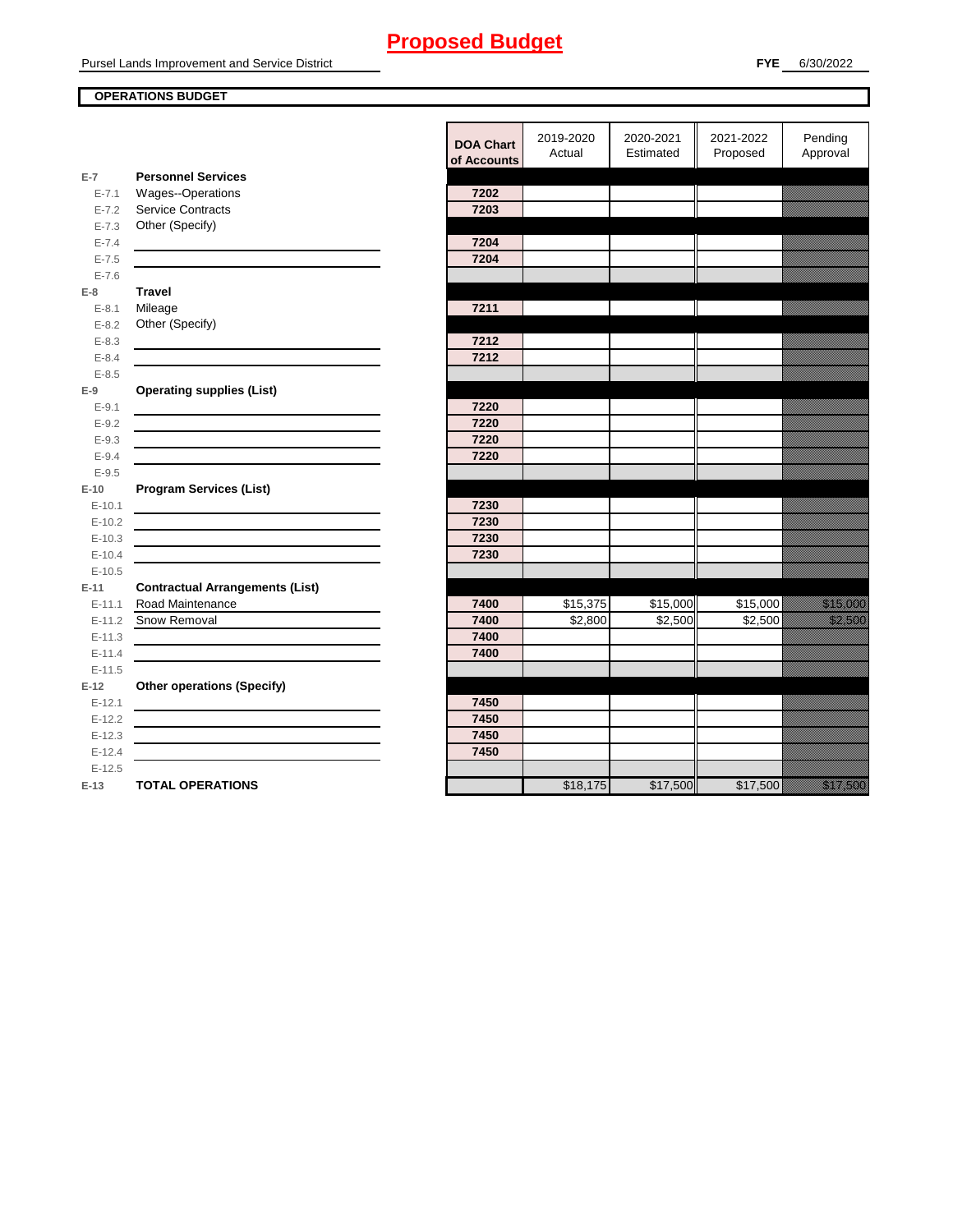# Proposed Budget

Pursel Lands Improvement and Service District

**FYE** 6/30/2022

**OPERATIONS BUDGET**

| | | DOA Chart of Accounts | 2019-2020 Actual | 2020-2021 Estimated | 2021-2022 Proposed | Pending Approval |
|---|---|---|---|---|---|---|
| E-7 | **Personnel Services** | | | | | |
| E-7.1 | Wages--Operations | 7202 | | | | |
| E-7.2 | Service Contracts | 7203 | | | | |
| E-7.3 | Other (Specify) | | | | | |
| E-7.4 | | 7204 | | | | |
| E-7.5 | | 7204 | | | | |
| E-7.6 | | | | | | |
| E-8 | **Travel** | | | | | |
| E-8.1 | Mileage | 7211 | | | | |
| E-8.2 | Other (Specify) | | | | | |
| E-8.3 | | 7212 | | | | |
| E-8.4 | | 7212 | | | | |
| E-8.5 | | | | | | |
| E-9 | **Operating supplies (List)** | | | | | |
| E-9.1 | | 7220 | | | | |
| E-9.2 | | 7220 | | | | |
| E-9.3 | | 7220 | | | | |
| E-9.4 | | 7220 | | | | |
| E-9.5 | | | | | | |
| E-10 | **Program Services (List)** | | | | | |
| E-10.1 | | 7230 | | | | |
| E-10.2 | | 7230 | | | | |
| E-10.3 | | 7230 | | | | |
| E-10.4 | | 7230 | | | | |
| E-10.5 | | | | | | |
| E-11 | **Contractual Arrangements (List)** | | | | | |
| E-11.1 | Road Maintenance | 7400 | $15,375 | $15,000 | $15,000 | $15,000 |
| E-11.2 | Snow Removal | 7400 | $2,800 | $2,500 | $2,500 | $2,500 |
| E-11.3 | | 7400 | | | | |
| E-11.4 | | 7400 | | | | |
| E-11.5 | | | | | | |
| E-12 | **Other operations (Specify)** | | | | | |
| E-12.1 | | 7450 | | | | |
| E-12.2 | | 7450 | | | | |
| E-12.3 | | 7450 | | | | |
| E-12.4 | | 7450 | | | | |
| E-12.5 | | | | | | |
| E-13 | **TOTAL OPERATIONS** | | $18,175 | $17,500 | $17,500 | $17,500 |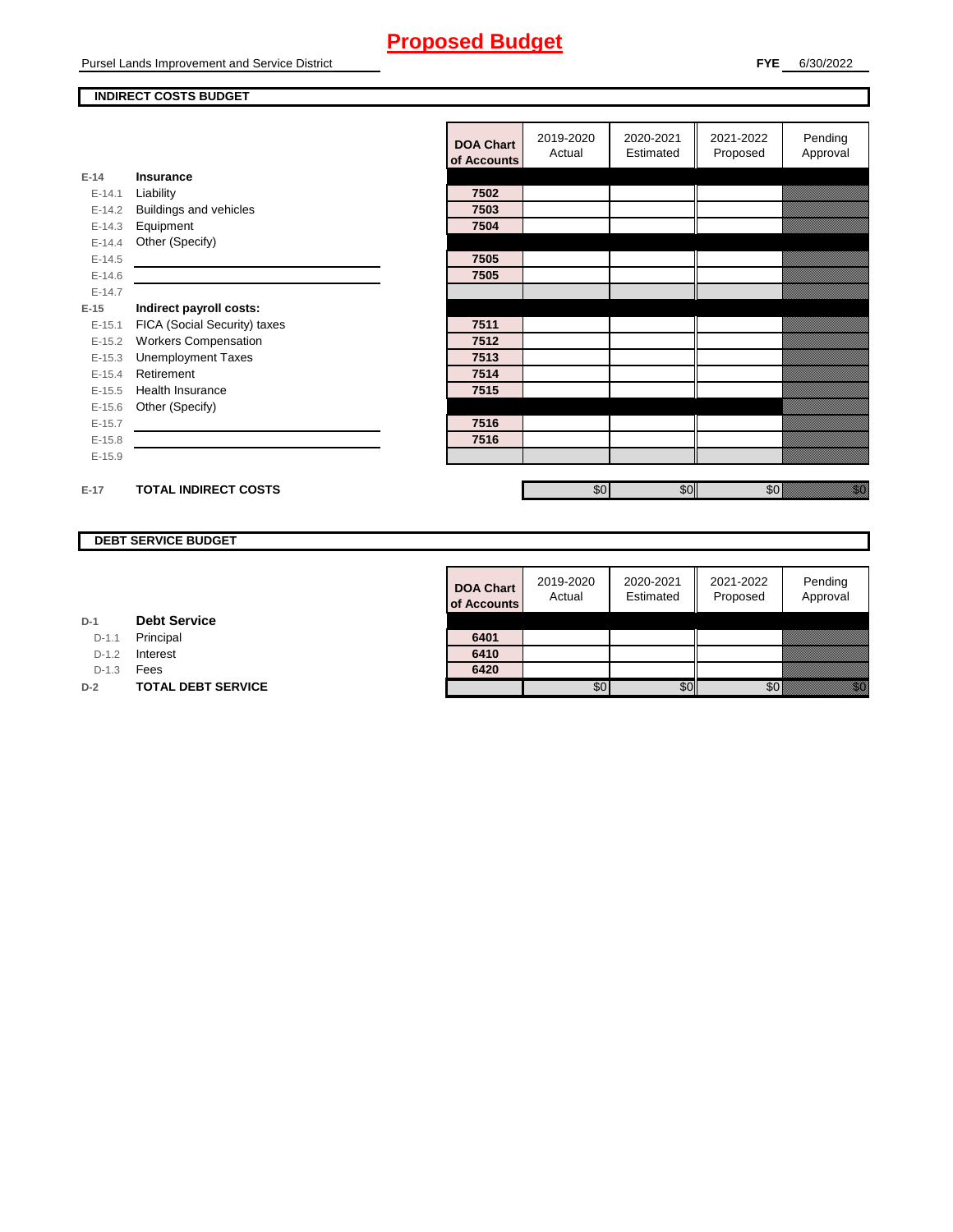# Proposed Budget

Pursel Lands Improvement and Service District

**FYE** 6/30/2022

## INDIRECT COSTS BUDGET

| | | DOA Chart of Accounts | 2019-2020 Actual | 2020-2021 Estimated | 2021-2022 Proposed | Pending Approval |
|---|---|---|---|---|---|---|
| E-14 | **Insurance** | | | | | |
| E-14.1 | Liability | 7502 | | | | |
| E-14.2 | Buildings and vehicles | 7503 | | | | |
| E-14.3 | Equipment | 7504 | | | | |
| E-14.4 | Other (Specify) | | | | | |
| E-14.5 | | 7505 | | | | |
| E-14.6 | | 7505 | | | | |
| E-14.7 | | | | | | |
| E-15 | **Indirect payroll costs:** | | | | | |
| E-15.1 | FICA (Social Security) taxes | 7511 | | | | |
| E-15.2 | Workers Compensation | 7512 | | | | |
| E-15.3 | Unemployment Taxes | 7513 | | | | |
| E-15.4 | Retirement | 7514 | | | | |
| E-15.5 | Health Insurance | 7515 | | | | |
| E-15.6 | Other (Specify) | | | | | |
| E-15.7 | | 7516 | | | | |
| E-15.8 | | 7516 | | | | |
| E-15.9 | | | | | | |
| E-17 | **TOTAL INDIRECT COSTS** | | $0 | $0 | $0 | $0 |

## DEBT SERVICE BUDGET

| | | DOA Chart of Accounts | 2019-2020 Actual | 2020-2021 Estimated | 2021-2022 Proposed | Pending Approval |
|---|---|---|---|---|---|---|
| D-1 | **Debt Service** | | | | | |
| D-1.1 | Principal | 6401 | | | | |
| D-1.2 | Interest | 6410 | | | | |
| D-1.3 | Fees | 6420 | | | | |
| D-2 | **TOTAL DEBT SERVICE** | | $0 | $0 | $0 | $0 |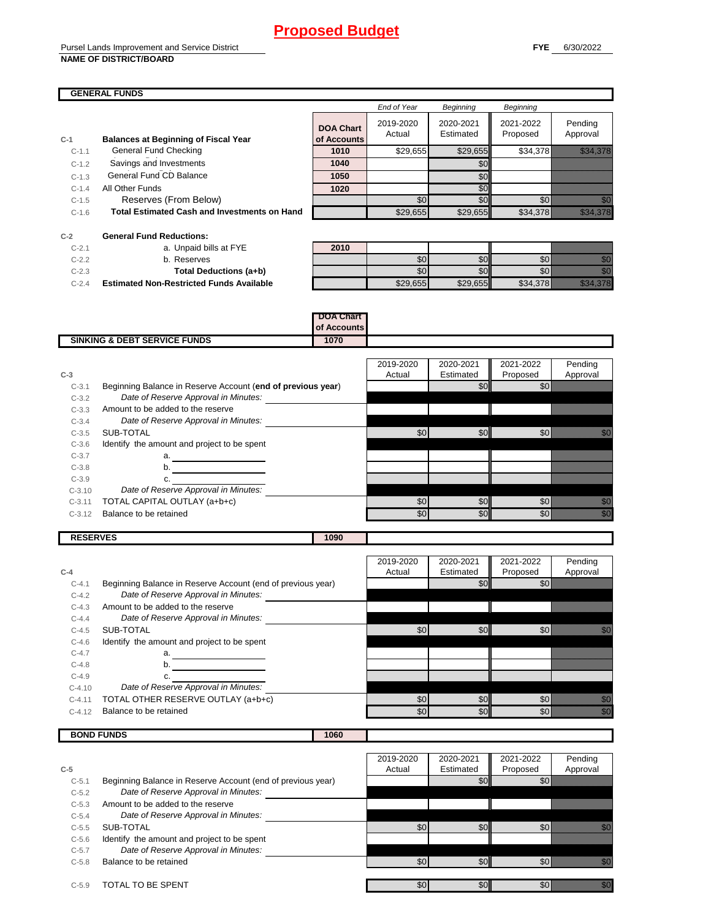# Proposed Budget

Pursel Lands Improvement and Service District

**NAME OF DISTRICT/BOARD**

**FYE** 6/30/2022

## GENERAL FUNDS

| C-1 | Balances at Beginning of Fiscal Year | DOA Chart of Accounts | End of Year 2019-2020 Actual | Beginning 2020-2021 Estimated | Beginning 2021-2022 Proposed | Pending Approval |
|---|---|---|---|---|---|---|
| C-1.1 | General Fund Checking | 1010 | $29,655 | $29,655 | $34,378 | $34,378 |
| C-1.2 | Savings and Investments | 1040 | | $0 | | |
| C-1.3 | General Fund CD Balance | 1050 | | $0 | | |
| C-1.4 | All Other Funds | 1020 | | $0 | | |
| C-1.5 | Reserves (From Below) | | $0 | $0 | $0 | $0 |
| C-1.6 | **Total Estimated Cash and Investments on Hand** | | $29,655 | $29,655 | $34,378 | $34,378 |

| C-2 | General Fund Reductions: | | | | | |
|---|---|---|---|---|---|---|
| C-2.1 | a. Unpaid bills at FYE | 2010 | | | | |
| C-2.2 | b. Reserves | | $0 | $0 | $0 | $0 |
| C-2.3 | **Total Deductions (a+b)** | | $0 | $0 | $0 | $0 |
| C-2.4 | **Estimated Non-Restricted Funds Available** | | $29,655 | $29,655 | $34,378 | $34,378 |

## SINKING & DEBT SERVICE FUNDS (DOA Chart of Accounts 1070)

| C-3 | | 2019-2020 Actual | 2020-2021 Estimated | 2021-2022 Proposed | Pending Approval |
|---|---|---|---|---|---|
| C-3.1 | Beginning Balance in Reserve Account (**end of previous year**) | | $0 | $0 | |
| C-3.2 | *Date of Reserve Approval in Minutes:* | | | | |
| C-3.3 | Amount to be added to the reserve | | | | |
| C-3.4 | *Date of Reserve Approval in Minutes:* | | | | |
| C-3.5 | SUB-TOTAL | $0 | $0 | $0 | $0 |
| C-3.6 | Identify the amount and project to be spent | | | | |
| C-3.7 | a. | | | | |
| C-3.8 | b. | | | | |
| C-3.9 | c. | | | | |
| C-3.10 | *Date of Reserve Approval in Minutes:* | | | | |
| C-3.11 | TOTAL CAPITAL OUTLAY (a+b+c) | $0 | $0 | $0 | $0 |
| C-3.12 | Balance to be retained | $0 | $0 | $0 | $0 |

## RESERVES (1090)

| C-4 | | 2019-2020 Actual | 2020-2021 Estimated | 2021-2022 Proposed | Pending Approval |
|---|---|---|---|---|---|
| C-4.1 | Beginning Balance in Reserve Account (end of previous year) | | $0 | $0 | |
| C-4.2 | *Date of Reserve Approval in Minutes:* | | | | |
| C-4.3 | Amount to be added to the reserve | | | | |
| C-4.4 | *Date of Reserve Approval in Minutes:* | | | | |
| C-4.5 | SUB-TOTAL | $0 | $0 | $0 | $0 |
| C-4.6 | Identify the amount and project to be spent | | | | |
| C-4.7 | a. | | | | |
| C-4.8 | b. | | | | |
| C-4.9 | c. | | | | |
| C-4.10 | *Date of Reserve Approval in Minutes:* | | | | |
| C-4.11 | TOTAL OTHER RESERVE OUTLAY (a+b+c) | $0 | $0 | $0 | $0 |
| C-4.12 | Balance to be retained | $0 | $0 | $0 | $0 |

## BOND FUNDS (1060)

| C-5 | | 2019-2020 Actual | 2020-2021 Estimated | 2021-2022 Proposed | Pending Approval |
|---|---|---|---|---|---|
| C-5.1 | Beginning Balance in Reserve Account (end of previous year) | | $0 | $0 | |
| C-5.2 | *Date of Reserve Approval in Minutes:* | | | | |
| C-5.3 | Amount to be added to the reserve | | | | |
| C-5.4 | *Date of Reserve Approval in Minutes:* | | | | |
| C-5.5 | SUB-TOTAL | $0 | $0 | $0 | $0 |
| C-5.6 | Identify the amount and project to be spent | | | | |
| C-5.7 | *Date of Reserve Approval in Minutes:* | | | | |
| C-5.8 | Balance to be retained | $0 | $0 | $0 | $0 |
| C-5.9 | TOTAL TO BE SPENT | $0 | $0 | $0 | $0 |